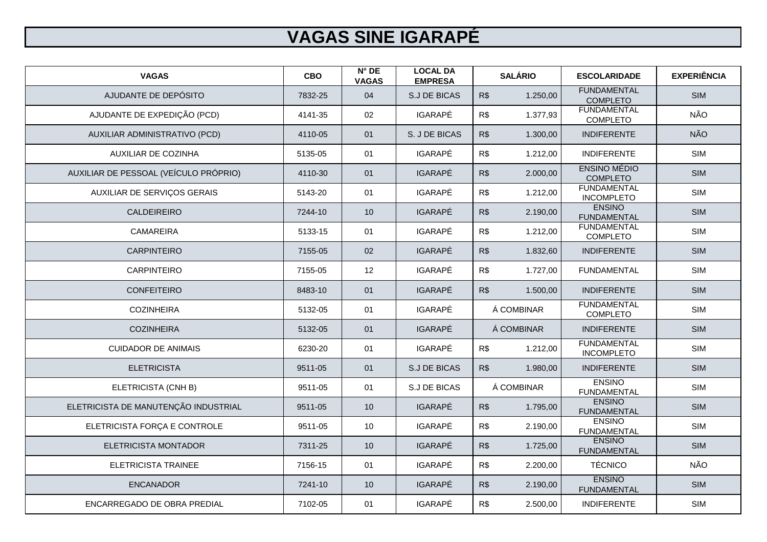# VAGAS SINE IGARAPÉ

| VAGAS | CBO | N° DE VAGAS | LOCAL DA EMPRESA | SALÁRIO | ESCOLARIDADE | EXPERIÊNCIA |
|---|---|---|---|---|---|---|
| AJUDANTE DE DEPÓSITO | 7832-25 | 04 | S.J DE BICAS | R$ 1.250,00 | FUNDAMENTAL COMPLETO | SIM |
| AJUDANTE DE EXPEDIÇÃO (PCD) | 4141-35 | 02 | IGARAPÉ | R$ 1.377,93 | FUNDAMENTAL COMPLETO | NÃO |
| AUXILIAR ADMINISTRATIVO (PCD) | 4110-05 | 01 | S. J DE BICAS | R$ 1.300,00 | INDIFERENTE | NÃO |
| AUXILIAR DE COZINHA | 5135-05 | 01 | IGARAPÉ | R$ 1.212,00 | INDIFERENTE | SIM |
| AUXILIAR DE PESSOAL (VEÍCULO PRÓPRIO) | 4110-30 | 01 | IGARAPÉ | R$ 2.000,00 | ENSINO MÉDIO COMPLETO | SIM |
| AUXILIAR DE SERVIÇOS GERAIS | 5143-20 | 01 | IGARAPÉ | R$ 1.212,00 | FUNDAMENTAL INCOMPLETO | SIM |
| CALDEIREIRO | 7244-10 | 10 | IGARAPÉ | R$ 2.190,00 | ENSINO FUNDAMENTAL | SIM |
| CAMAREIRA | 5133-15 | 01 | IGARAPÉ | R$ 1.212,00 | FUNDAMENTAL COMPLETO | SIM |
| CARPINTEIRO | 7155-05 | 02 | IGARAPÉ | R$ 1.832,60 | INDIFERENTE | SIM |
| CARPINTEIRO | 7155-05 | 12 | IGARAPÉ | R$ 1.727,00 | FUNDAMENTAL | SIM |
| CONFEITEIRO | 8483-10 | 01 | IGARAPÉ | R$ 1.500,00 | INDIFERENTE | SIM |
| COZINHEIRA | 5132-05 | 01 | IGARAPÉ | Á COMBINAR | FUNDAMENTAL COMPLETO | SIM |
| COZINHEIRA | 5132-05 | 01 | IGARAPÉ | Á COMBINAR | INDIFERENTE | SIM |
| CUIDADOR DE ANIMAIS | 6230-20 | 01 | IGARAPÉ | R$ 1.212,00 | FUNDAMENTAL INCOMPLETO | SIM |
| ELETRICISTA | 9511-05 | 01 | S.J DE BICAS | R$ 1.980,00 | INDIFERENTE | SIM |
| ELETRICISTA (CNH B) | 9511-05 | 01 | S.J DE BICAS | Á COMBINAR | ENSINO FUNDAMENTAL | SIM |
| ELETRICISTA DE MANUTENÇÃO INDUSTRIAL | 9511-05 | 10 | IGARAPÉ | R$ 1.795,00 | ENSINO FUNDAMENTAL | SIM |
| ELETRICISTA FORÇA E CONTROLE | 9511-05 | 10 | IGARAPÉ | R$ 2.190,00 | ENSINO FUNDAMENTAL | SIM |
| ELETRICISTA MONTADOR | 7311-25 | 10 | IGARAPÉ | R$ 1.725,00 | ENSINO FUNDAMENTAL | SIM |
| ELETRICISTA TRAINEE | 7156-15 | 01 | IGARAPÉ | R$ 2.200,00 | TÉCNICO | NÃO |
| ENCANADOR | 7241-10 | 10 | IGARAPÉ | R$ 2.190,00 | ENSINO FUNDAMENTAL | SIM |
| ENCARREGADO DE OBRA PREDIAL | 7102-05 | 01 | IGARAPÉ | R$ 2.500,00 | INDIFERENTE | SIM |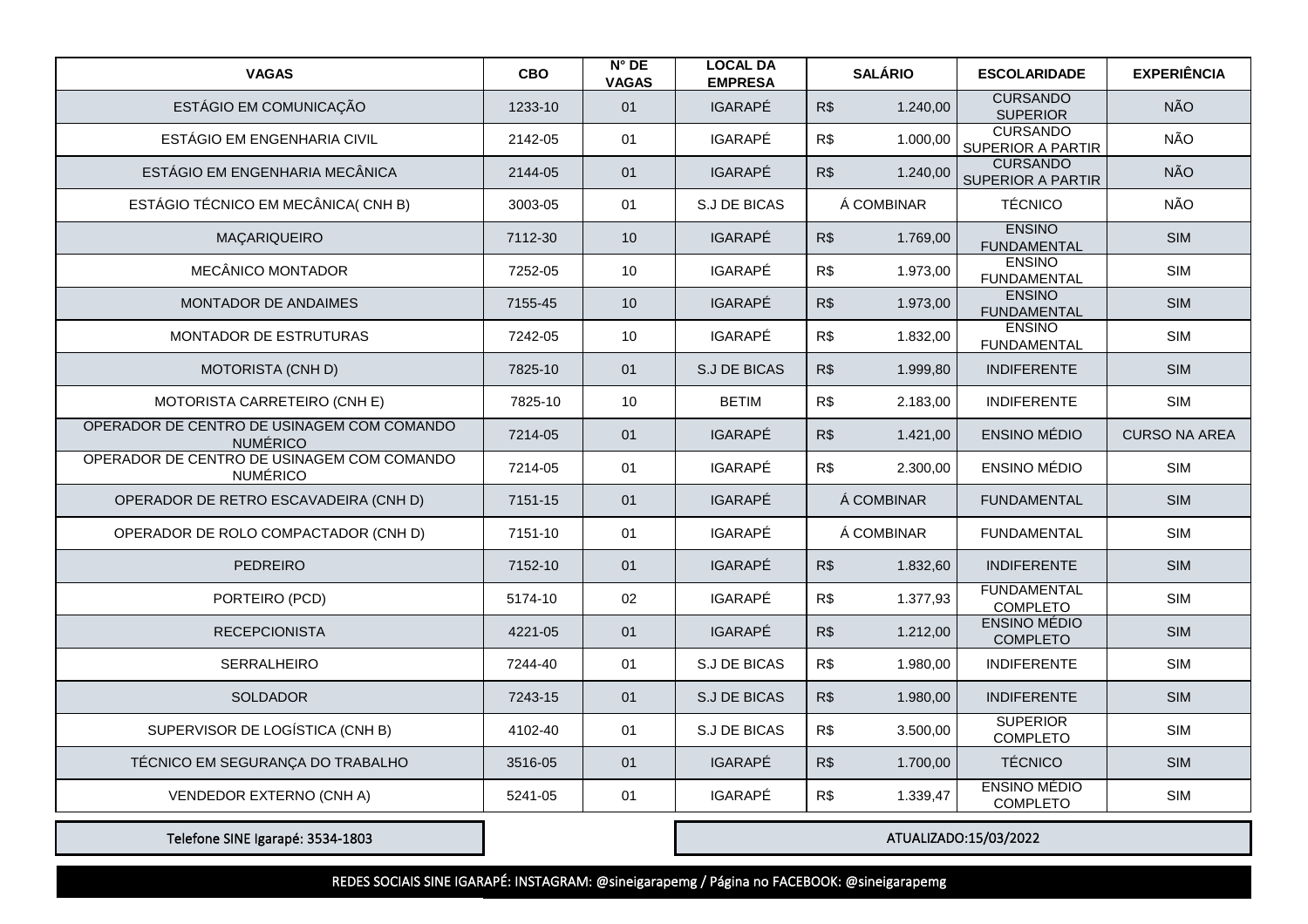| VAGAS | CBO | N° DE VAGAS | LOCAL DA EMPRESA | SALÁRIO | ESCOLARIDADE | EXPERIÊNCIA |
|---|---|---|---|---|---|---|
| ESTÁGIO EM COMUNICAÇÃO | 1233-10 | 01 | IGARAPÉ | R$ 1.240,00 | CURSANDO SUPERIOR | NÃO |
| ESTÁGIO EM ENGENHARIA CIVIL | 2142-05 | 01 | IGARAPÉ | R$ 1.000,00 | CURSANDO SUPERIOR A PARTIR | NÃO |
| ESTÁGIO EM ENGENHARIA MECÂNICA | 2144-05 | 01 | IGARAPÉ | R$ 1.240,00 | CURSANDO SUPERIOR A PARTIR | NÃO |
| ESTÁGIO TÉCNICO EM MECÂNICA( CNH B) | 3003-05 | 01 | S.J DE BICAS | Á COMBINAR | TÉCNICO | NÃO |
| MAÇARIQUEIRO | 7112-30 | 10 | IGARAPÉ | R$ 1.769,00 | ENSINO FUNDAMENTAL | SIM |
| MECÂNICO MONTADOR | 7252-05 | 10 | IGARAPÉ | R$ 1.973,00 | ENSINO FUNDAMENTAL | SIM |
| MONTADOR DE ANDAIMES | 7155-45 | 10 | IGARAPÉ | R$ 1.973,00 | ENSINO FUNDAMENTAL | SIM |
| MONTADOR DE ESTRUTURAS | 7242-05 | 10 | IGARAPÉ | R$ 1.832,00 | ENSINO FUNDAMENTAL | SIM |
| MOTORISTA (CNH D) | 7825-10 | 01 | S.J DE BICAS | R$ 1.999,80 | INDIFERENTE | SIM |
| MOTORISTA CARRETEIRO (CNH E) | 7825-10 | 10 | BETIM | R$ 2.183,00 | INDIFERENTE | SIM |
| OPERADOR DE CENTRO DE USINAGEM COM COMANDO NUMÉRICO | 7214-05 | 01 | IGARAPÉ | R$ 1.421,00 | ENSINO MÉDIO | CURSO NA AREA |
| OPERADOR DE CENTRO DE USINAGEM COM COMANDO NUMÉRICO | 7214-05 | 01 | IGARAPÉ | R$ 2.300,00 | ENSINO MÉDIO | SIM |
| OPERADOR DE RETRO ESCAVADEIRA (CNH D) | 7151-15 | 01 | IGARAPÉ | Á COMBINAR | FUNDAMENTAL | SIM |
| OPERADOR DE ROLO COMPACTADOR (CNH D) | 7151-10 | 01 | IGARAPÉ | Á COMBINAR | FUNDAMENTAL | SIM |
| PEDREIRO | 7152-10 | 01 | IGARAPÉ | R$ 1.832,60 | INDIFERENTE | SIM |
| PORTEIRO (PCD) | 5174-10 | 02 | IGARAPÉ | R$ 1.377,93 | FUNDAMENTAL COMPLETO | SIM |
| RECEPCIONISTA | 4221-05 | 01 | IGARAPÉ | R$ 1.212,00 | ENSINO MÉDIO COMPLETO | SIM |
| SERRALHEIRO | 7244-40 | 01 | S.J DE BICAS | R$ 1.980,00 | INDIFERENTE | SIM |
| SOLDADOR | 7243-15 | 01 | S.J DE BICAS | R$ 1.980,00 | INDIFERENTE | SIM |
| SUPERVISOR DE LOGÍSTICA (CNH B) | 4102-40 | 01 | S.J DE BICAS | R$ 3.500,00 | SUPERIOR COMPLETO | SIM |
| TÉCNICO EM SEGURANÇA DO TRABALHO | 3516-05 | 01 | IGARAPÉ | R$ 1.700,00 | TÉCNICO | SIM |
| VENDEDOR EXTERNO (CNH A) | 5241-05 | 01 | IGARAPÉ | R$ 1.339,47 | ENSINO MÉDIO COMPLETO | SIM |

Telefone SINE Igarapé: 3534-1803

ATUALIZADO:15/03/2022

REDES SOCIAIS SINE IGARAPÉ: INSTAGRAM: @sineigarapemg / Página no FACEBOOK: @sineigarapemg